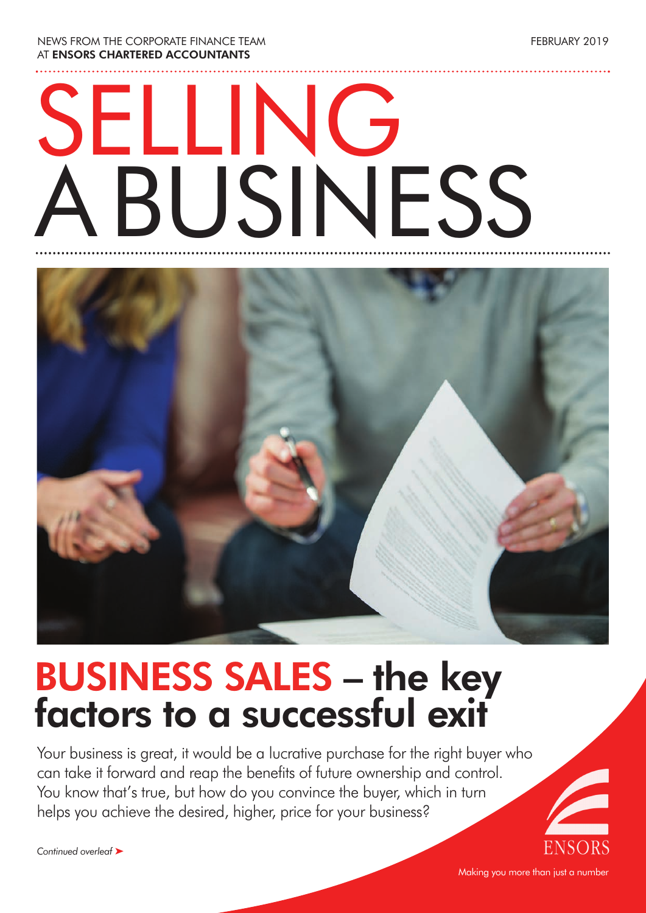NEWS FROM THE CORPORATE FINANCE TEAM AT **ENSORS CHARTERED ACCOUNTANTS**

FEBRUARY 2019

# SELLING A BUSINESS

## BUSINESS SALES – the key factors to a successful exit

Your business is great, it would be a lucrative purchase for the right buyer who can take it forward and reap the benefits of future ownership and control. You know that's true, but how do you convince the buyer, which in turn helps you achieve the desired, higher, price for your business?

*Continued overleaf* ➤

ENSORS

Making you more than just a number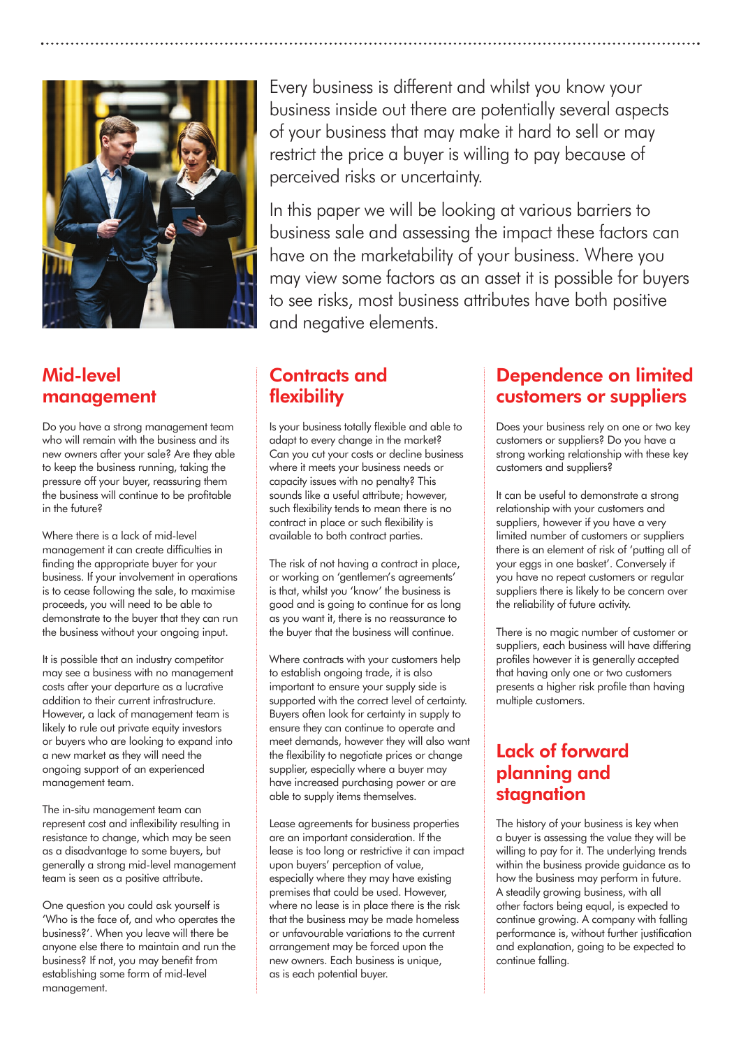Every business is different and whilst you know your business inside out there are potentially several aspects of your business that may make it hard to sell or may restrict the price a buyer is willing to pay because of perceived risks or uncertainty.

In this paper we will be looking at various barriers to business sale and assessing the impact these factors can have on the marketability of your business. Where you may view some factors as an asset it is possible for buyers to see risks, most business attributes have both positive and negative elements.

## Mid-level management

Do you have a strong management team who will remain with the business and its new owners after your sale? Are they able to keep the business running, taking the pressure off your buyer, reassuring them the business will continue to be profitable in the future?

Where there is a lack of mid-level management it can create difficulties in finding the appropriate buyer for your business. If your involvement in operations is to cease following the sale, to maximise proceeds, you will need to be able to demonstrate to the buyer that they can run the business without your ongoing input.

It is possible that an industry competitor may see a business with no management costs after your departure as a lucrative addition to their current infrastructure. However, a lack of management team is likely to rule out private equity investors or buyers who are looking to expand into a new market as they will need the ongoing support of an experienced management team.

The in-situ management team can represent cost and inflexibility resulting in resistance to change, which may be seen as a disadvantage to some buyers, but generally a strong mid-level management team is seen as a positive attribute.

One question you could ask yourself is 'Who is the face of, and who operates the business?'. When you leave will there be anyone else there to maintain and run the business? If not, you may benefit from establishing some form of mid-level management.

## Contracts and flexibility

Is your business totally flexible and able to adapt to every change in the market? Can you cut your costs or decline business where it meets your business needs or capacity issues with no penalty? This sounds like a useful attribute; however, such flexibility tends to mean there is no contract in place or such flexibility is available to both contract parties.

The risk of not having a contract in place, or working on 'gentlemen's agreements' is that, whilst you 'know' the business is good and is going to continue for as long as you want it, there is no reassurance to the buyer that the business will continue.

Where contracts with your customers help to establish ongoing trade, it is also important to ensure your supply side is supported with the correct level of certainty. Buyers often look for certainty in supply to ensure they can continue to operate and meet demands, however they will also want the flexibility to negotiate prices or change supplier, especially where a buyer may have increased purchasing power or are able to supply items themselves.

Lease agreements for business properties are an important consideration. If the lease is too long or restrictive it can impact upon buyers' perception of value, especially where they may have existing premises that could be used. However, where no lease is in place there is the risk that the business may be made homeless or unfavourable variations to the current arrangement may be forced upon the new owners. Each business is unique, as is each potential buyer.

## Dependence on limited customers or suppliers

Does your business rely on one or two key customers or suppliers? Do you have a strong working relationship with these key customers and suppliers?

It can be useful to demonstrate a strong relationship with your customers and suppliers, however if you have a very limited number of customers or suppliers there is an element of risk of 'putting all of your eggs in one basket'. Conversely if you have no repeat customers or regular suppliers there is likely to be concern over the reliability of future activity.

There is no magic number of customer or suppliers, each business will have differing profiles however it is generally accepted that having only one or two customers presents a higher risk profile than having multiple customers.

## Lack of forward planning and stagnation

The history of your business is key when a buyer is assessing the value they will be willing to pay for it. The underlying trends within the business provide guidance as to how the business may perform in future. A steadily growing business, with all other factors being equal, is expected to continue growing. A company with falling performance is, without further justification and explanation, going to be expected to continue falling.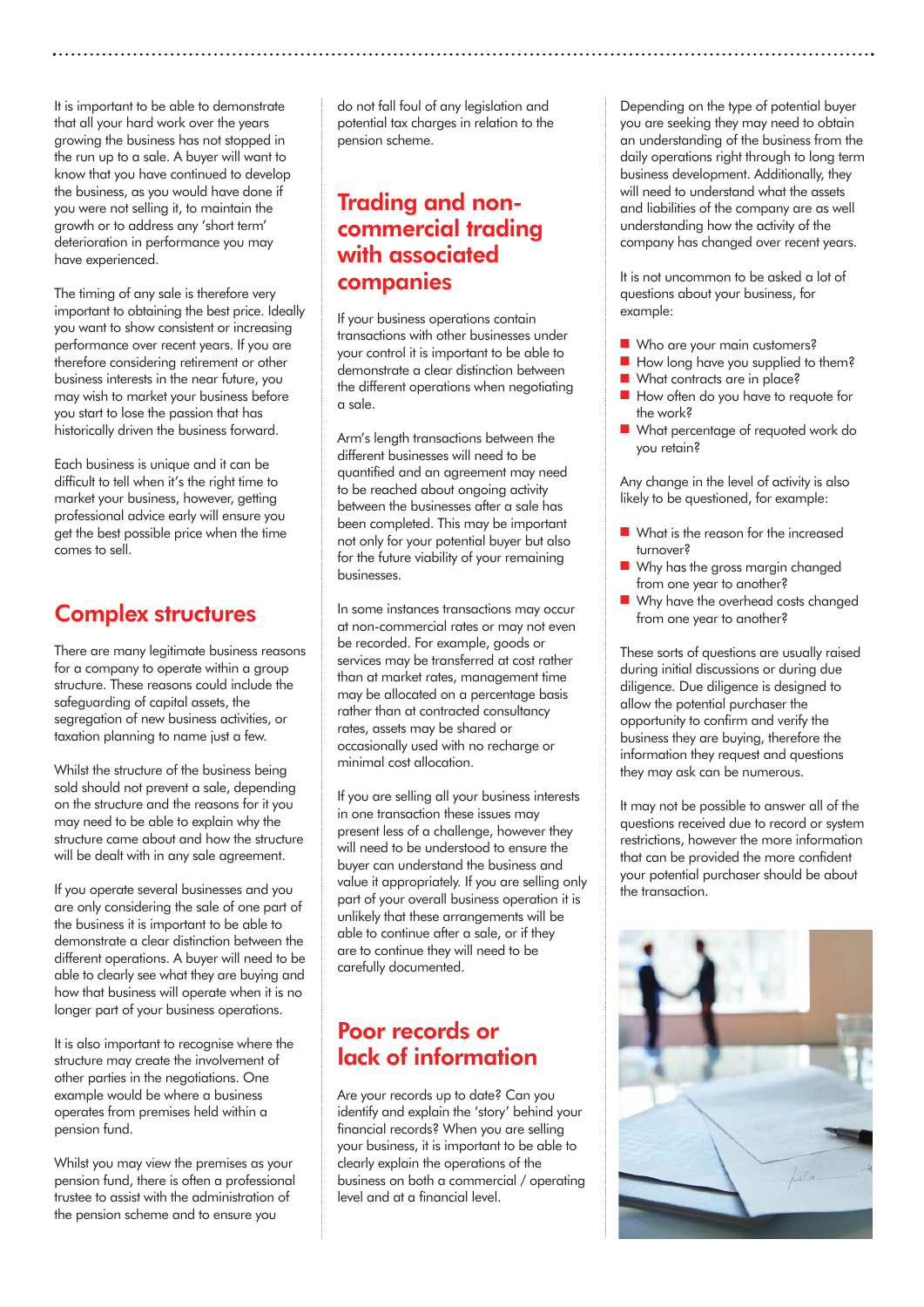It is important to be able to demonstrate that all your hard work over the years growing the business has not stopped in the run up to a sale. A buyer will want to know that you have continued to develop the business, as you would have done if you were not selling it, to maintain the growth or to address any 'short term' deterioration in performance you may have experienced.

The timing of any sale is therefore very important to obtaining the best price. Ideally you want to show consistent or increasing performance over recent years. If you are therefore considering retirement or other business interests in the near future, you may wish to market your business before you start to lose the passion that has historically driven the business forward.

Each business is unique and it can be difficult to tell when it's the right time to market your business, however, getting professional advice early will ensure you get the best possible price when the time comes to sell.

## Complex structures

There are many legitimate business reasons for a company to operate within a group structure. These reasons could include the safeguarding of capital assets, the segregation of new business activities, or taxation planning to name just a few.

Whilst the structure of the business being sold should not prevent a sale, depending on the structure and the reasons for it you may need to be able to explain why the structure came about and how the structure will be dealt with in any sale agreement.

If you operate several businesses and you are only considering the sale of one part of the business it is important to be able to demonstrate a clear distinction between the different operations. A buyer will need to be able to clearly see what they are buying and how that business will operate when it is no longer part of your business operations.

It is also important to recognise where the structure may create the involvement of other parties in the negotiations. One example would be where a business operates from premises held within a pension fund.

Whilst you may view the premises as your pension fund, there is often a professional trustee to assist with the administration of the pension scheme and to ensure you do not fall foul of any legislation and potential tax charges in relation to the pension scheme.

## Trading and non-commercial trading with associated companies

If your business operations contain transactions with other businesses under your control it is important to be able to demonstrate a clear distinction between the different operations when negotiating a sale.

Arm's length transactions between the different businesses will need to be quantified and an agreement may need to be reached about ongoing activity between the businesses after a sale has been completed. This may be important not only for your potential buyer but also for the future viability of your remaining businesses.

In some instances transactions may occur at non-commercial rates or may not even be recorded. For example, goods or services may be transferred at cost rather than at market rates, management time may be allocated on a percentage basis rather than contracted consultancy rates, assets may be shared or occasionally used with no recharge or minimal cost allocation.

If you are selling all your business interests in one transaction these issues may present less of a challenge, however they will need to be understood to ensure the buyer can understand the business and value it appropriately. If you are selling only part of your overall business operation it is unlikely that these arrangements will be able to continue after a sale, or if they are to continue they will need to be carefully documented.

## Poor records or lack of information

Are your records up to date? Can you identify and explain the 'story' behind your financial records? When you are selling your business, it is important to be able to clearly explain the operations of the business on both a commercial / operating level and at a financial level.

Depending on the type of potential buyer you are seeking they may need to obtain an understanding of the business from the daily operations right through to long term business development. Additionally, they will need to understand what the assets and liabilities of the company are as well understanding how the activity of the company has changed over recent years.

It is not uncommon to be asked a lot of questions about your business, for example:

- Who are your main customers?
- How long have you supplied to them?
- What contracts are in place?
- How often do you have to requote for the work?
- What percentage of requoted work do you retain?

Any change in the level of activity is also likely to be questioned, for example:

- What is the reason for the increased turnover?
- Why has the gross margin changed from one year to another?
- Why have the overhead costs changed from one year to another?

These sorts of questions are usually raised during initial discussions or during due diligence. Due diligence is designed to allow the potential purchaser the opportunity to confirm and verify the business they are buying, therefore the information they request and questions they may ask can be numerous.

It may not be possible to answer all of the questions received due to record or system restrictions, however the more information that can be provided the more confident your potential purchaser should be about the transaction.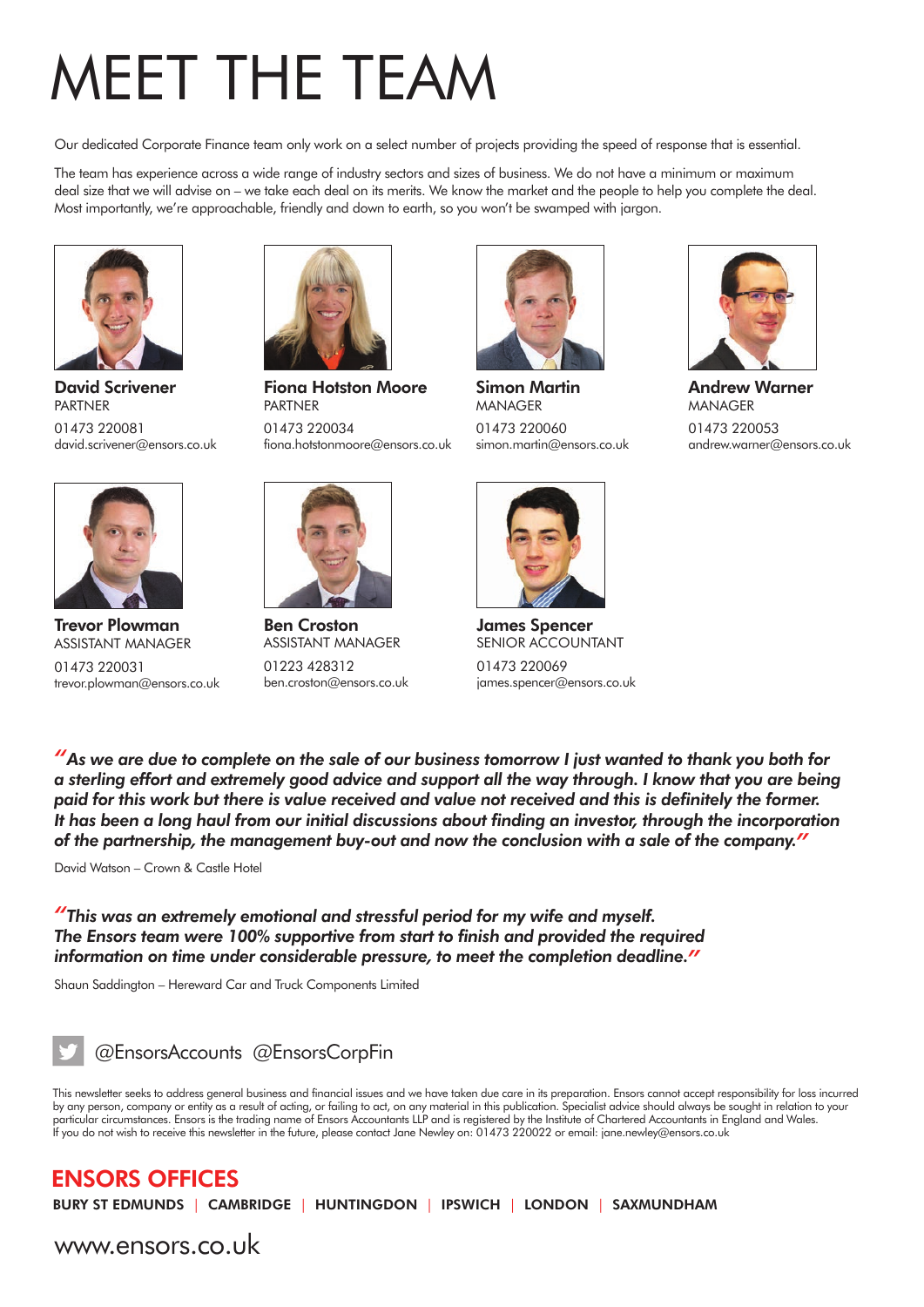# MEET THE TEAM

Our dedicated Corporate Finance team only work on a select number of projects providing the speed of response that is essential.

The team has experience across a wide range of industry sectors and sizes of business. We do not have a minimum or maximum deal size that we will advise on – we take each deal on its merits. We know the market and the people to help you complete the deal. Most importantly, we're approachable, friendly and down to earth, so you won't be swamped with jargon.

**David Scrivener**
PARTNER
01473 220081
david.scrivener@ensors.co.uk

**Fiona Hotston Moore**
PARTNER
01473 220034
fiona.hotstonmoore@ensors.co.uk

**Simon Martin**
MANAGER
01473 220060
simon.martin@ensors.co.uk

**Andrew Warner**
MANAGER
01473 220053
andrew.warner@ensors.co.uk

**Trevor Plowman**
ASSISTANT MANAGER
01473 220031
trevor.plowman@ensors.co.uk

**Ben Croston**
ASSISTANT MANAGER
01223 428312
ben.croston@ensors.co.uk

**James Spencer**
SENIOR ACCOUNTANT
01473 220069
james.spencer@ensors.co.uk

***"As we are due to complete on the sale of our business tomorrow I just wanted to thank you both for a sterling effort and extremely good advice and support all the way through. I know that you are being paid for this work but there is value received and value not received and this is definitely the former. It has been a long haul from our initial discussions about finding an investor, through the incorporation of the partnership, the management buy-out and now the conclusion with a sale of the company."***

David Watson – Crown & Castle Hotel

***"This was an extremely emotional and stressful period for my wife and myself. The Ensors team were 100% supportive from start to finish and provided the required information on time under considerable pressure, to meet the completion deadline."***

Shaun Saddington – Hereward Car and Truck Components Limited

@EnsorsAccounts @EnsorsCorpFin

This newsletter seeks to address general business and financial issues and we have taken due care in its preparation. Ensors cannot accept responsibility for loss incurred by any person, company or entity as a result of acting, or failing to act, on any material in this publication. Specialist advice should always be sought in relation to your particular circumstances. Ensors is the trading name of Ensors Accountants LLP and is registered by the Institute of Chartered Accountants in England and Wales. If you do not wish to receive this newsletter in the future, please contact Jane Newley on: 01473 220022 or email: jane.newley@ensors.co.uk

## ENSORS OFFICES

BURY ST EDMUNDS | CAMBRIDGE | HUNTINGDON | IPSWICH | LONDON | SAXMUNDHAM

www.ensors.co.uk